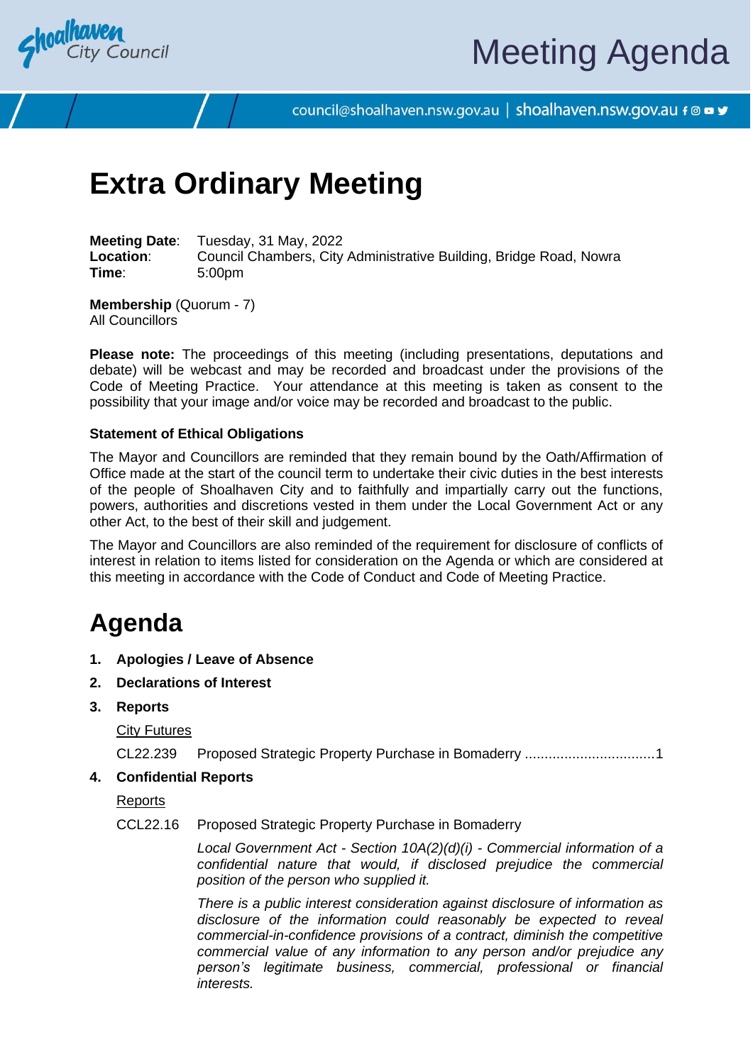# Meeting Agenda

council@shoalhaven.nsw.gov.au | shoalhaven.nsw.gov.au

# Extra Ordinary Meeting

**Meeting Date**: Tuesday, 31 May, 2022
**Location**: Council Chambers, City Administrative Building, Bridge Road, Nowra
**Time**: 5:00pm

**Membership** (Quorum - 7)
All Councillors

**Please note:** The proceedings of this meeting (including presentations, deputations and debate) will be webcast and may be recorded and broadcast under the provisions of the Code of Meeting Practice. Your attendance at this meeting is taken as consent to the possibility that your image and/or voice may be recorded and broadcast to the public.

#### Statement of Ethical Obligations

The Mayor and Councillors are reminded that they remain bound by the Oath/Affirmation of Office made at the start of the council term to undertake their civic duties in the best interests of the people of Shoalhaven City and to faithfully and impartially carry out the functions, powers, authorities and discretions vested in them under the Local Government Act or any other Act, to the best of their skill and judgement.

The Mayor and Councillors are also reminded of the requirement for disclosure of conflicts of interest in relation to items listed for consideration on the Agenda or which are considered at this meeting in accordance with the Code of Conduct and Code of Meeting Practice.

# Agenda

1. **Apologies / Leave of Absence**
2. **Declarations of Interest**
3. **Reports**

   City Futures

   CL22.239 Proposed Strategic Property Purchase in Bomaderry ................................. 1
4. **Confidential Reports**

   Reports

   CCL22.16 Proposed Strategic Property Purchase in Bomaderry

   *Local Government Act - Section 10A(2)(d)(i) - Commercial information of a confidential nature that would, if disclosed prejudice the commercial position of the person who supplied it.*

   *There is a public interest consideration against disclosure of information as disclosure of the information could reasonably be expected to reveal commercial-in-confidence provisions of a contract, diminish the competitive commercial value of any information to any person and/or prejudice any person's legitimate business, commercial, professional or financial interests.*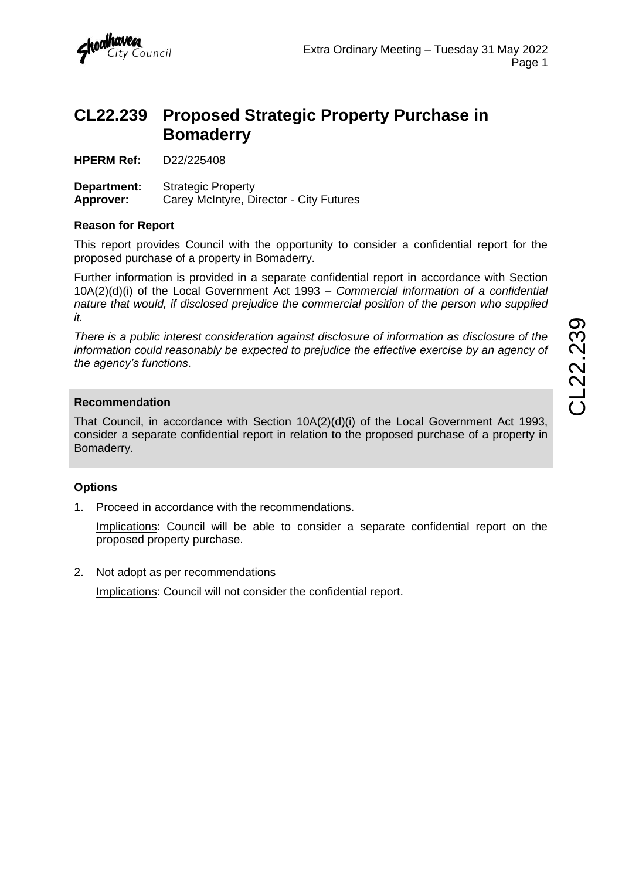# CL22.239 Proposed Strategic Property Purchase in Bomaderry

**HPERM Ref:** D22/225408

**Department:** Strategic Property
**Approver:** Carey McIntyre, Director - City Futures

### Reason for Report

This report provides Council with the opportunity to consider a confidential report for the proposed purchase of a property in Bomaderry.

Further information is provided in a separate confidential report in accordance with Section 10A(2)(d)(i) of the Local Government Act 1993 – *Commercial information of a confidential nature that would, if disclosed prejudice the commercial position of the person who supplied it.*

*There is a public interest consideration against disclosure of information as disclosure of the information could reasonably be expected to prejudice the effective exercise by an agency of the agency's functions*.

### Recommendation

That Council, in accordance with Section 10A(2)(d)(i) of the Local Government Act 1993, consider a separate confidential report in relation to the proposed purchase of a property in Bomaderry.

### Options

1. Proceed in accordance with the recommendations.

   Implications: Council will be able to consider a separate confidential report on the proposed property purchase.

2. Not adopt as per recommendations

   Implications: Council will not consider the confidential report.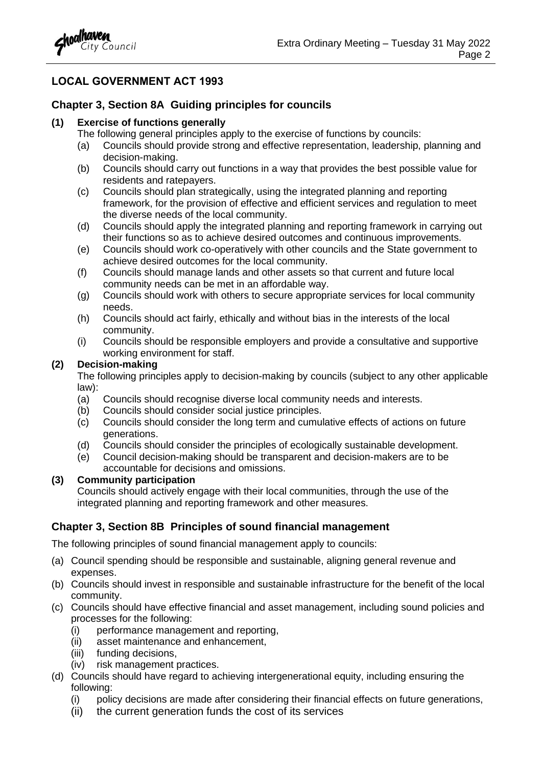## LOCAL GOVERNMENT ACT 1993

### Chapter 3, Section 8A Guiding principles for councils

**(1) Exercise of functions generally**

The following general principles apply to the exercise of functions by councils:

- (a) Councils should provide strong and effective representation, leadership, planning and decision-making.
- (b) Councils should carry out functions in a way that provides the best possible value for residents and ratepayers.
- (c) Councils should plan strategically, using the integrated planning and reporting framework, for the provision of effective and efficient services and regulation to meet the diverse needs of the local community.
- (d) Councils should apply the integrated planning and reporting framework in carrying out their functions so as to achieve desired outcomes and continuous improvements.
- (e) Councils should work co-operatively with other councils and the State government to achieve desired outcomes for the local community.
- (f) Councils should manage lands and other assets so that current and future local community needs can be met in an affordable way.
- (g) Councils should work with others to secure appropriate services for local community needs.
- (h) Councils should act fairly, ethically and without bias in the interests of the local community.
- (i) Councils should be responsible employers and provide a consultative and supportive working environment for staff.

**(2) Decision-making**

The following principles apply to decision-making by councils (subject to any other applicable law):

- (a) Councils should recognise diverse local community needs and interests.
- (b) Councils should consider social justice principles.
- (c) Councils should consider the long term and cumulative effects of actions on future generations.
- (d) Councils should consider the principles of ecologically sustainable development.
- (e) Council decision-making should be transparent and decision-makers are to be accountable for decisions and omissions.

**(3) Community participation**

Councils should actively engage with their local communities, through the use of the integrated planning and reporting framework and other measures.

### Chapter 3, Section 8B Principles of sound financial management

The following principles of sound financial management apply to councils:

- (a) Council spending should be responsible and sustainable, aligning general revenue and expenses.
- (b) Councils should invest in responsible and sustainable infrastructure for the benefit of the local community.
- (c) Councils should have effective financial and asset management, including sound policies and processes for the following:
  - (i) performance management and reporting,
  - (ii) asset maintenance and enhancement,
  - (iii) funding decisions,
  - (iv) risk management practices.
- (d) Councils should have regard to achieving intergenerational equity, including ensuring the following:
  - (i) policy decisions are made after considering their financial effects on future generations,
  - (ii) the current generation funds the cost of its services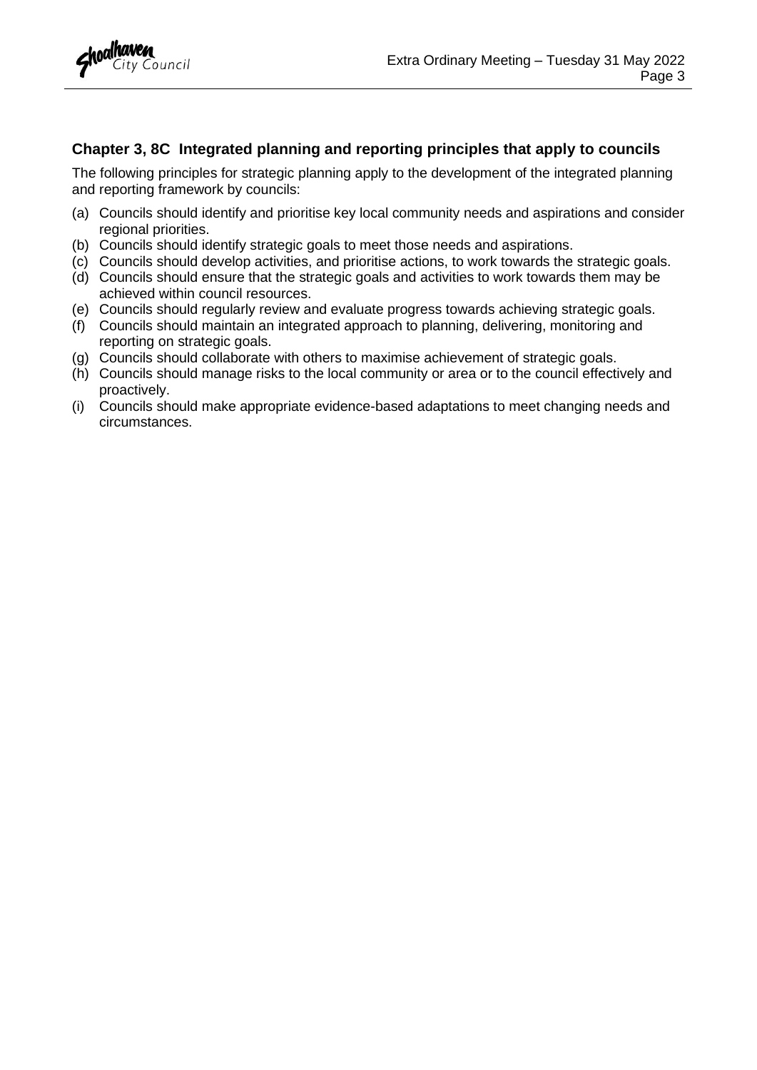## Chapter 3, 8C Integrated planning and reporting principles that apply to councils

The following principles for strategic planning apply to the development of the integrated planning and reporting framework by councils:

(a) Councils should identify and prioritise key local community needs and aspirations and consider regional priorities.
(b) Councils should identify strategic goals to meet those needs and aspirations.
(c) Councils should develop activities, and prioritise actions, to work towards the strategic goals.
(d) Councils should ensure that the strategic goals and activities to work towards them may be achieved within council resources.
(e) Councils should regularly review and evaluate progress towards achieving strategic goals.
(f) Councils should maintain an integrated approach to planning, delivering, monitoring and reporting on strategic goals.
(g) Councils should collaborate with others to maximise achievement of strategic goals.
(h) Councils should manage risks to the local community or area or to the council effectively and proactively.
(i) Councils should make appropriate evidence-based adaptations to meet changing needs and circumstances.